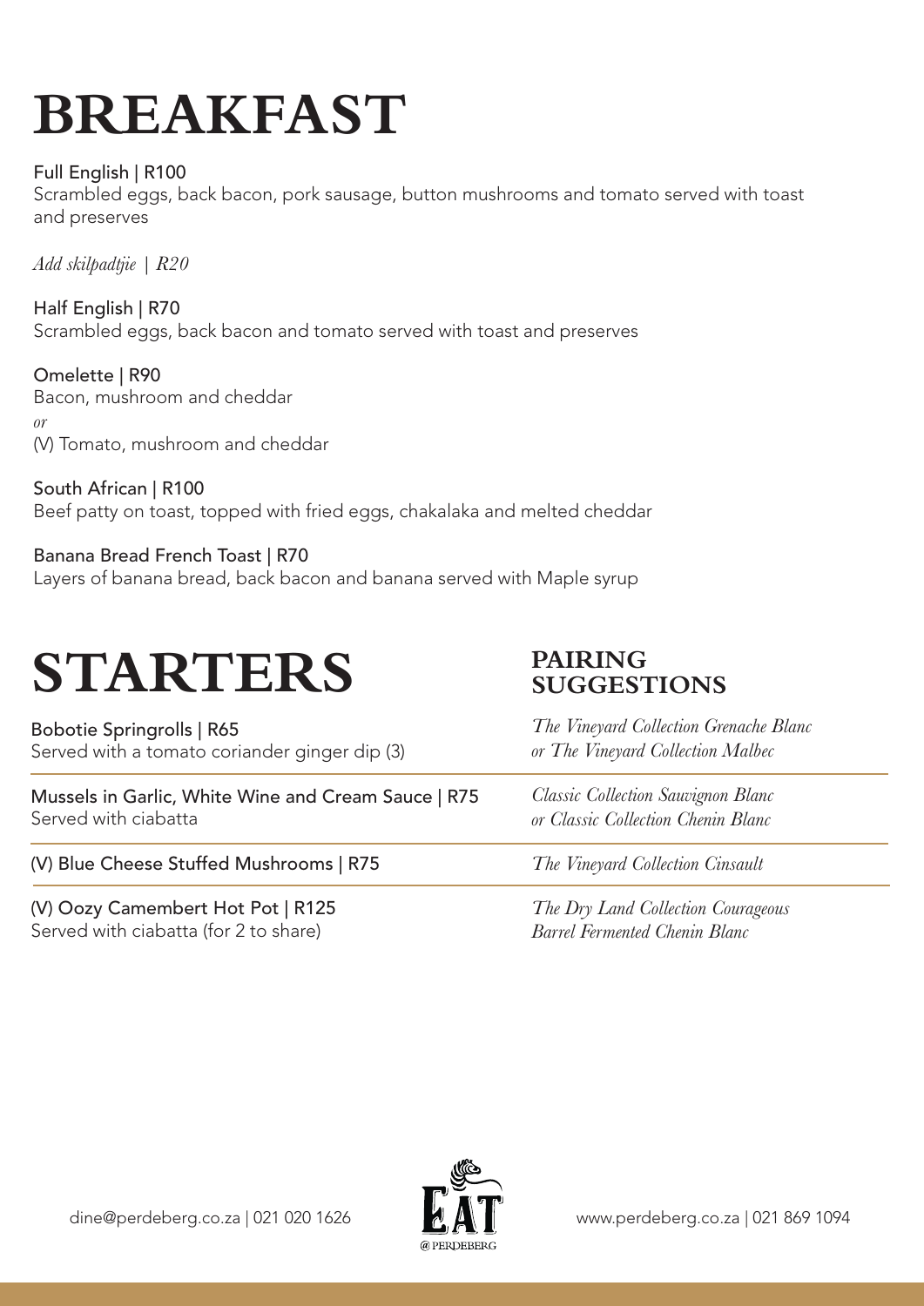# BREAKFAST

Full English | R100
Scrambled eggs, back bacon, pork sausage, button mushrooms and tomato served with toast and preserves

*Add skilpadtjie | R20*

Half English | R70
Scrambled eggs, back bacon and tomato served with toast and preserves

Omelette | R90
Bacon, mushroom and cheddar
*or*
(V) Tomato, mushroom and cheddar

South African | R100
Beef patty on toast, topped with fried eggs, chakalaka and melted cheddar

Banana Bread French Toast | R70
Layers of banana bread, back bacon and banana served with Maple syrup

# STARTERS

| STARTERS | PAIRING SUGGESTIONS |
| --- | --- |
| Bobotie Springrolls \| R65<br>Served with a tomato coriander ginger dip (3) | *The Vineyard Collection Grenache Blanc or The Vineyard Collection Malbec* |
| Mussels in Garlic, White Wine and Cream Sauce \| R75<br>Served with ciabatta | *Classic Collection Sauvignon Blanc or Classic Collection Chenin Blanc* |
| (V) Blue Cheese Stuffed Mushrooms \| R75 | *The Vineyard Collection Cinsault* |
| (V) Oozy Camembert Hot Pot \| R125<br>Served with ciabatta (for 2 to share) | *The Dry Land Collection Courageous Barrel Fermented Chenin Blanc* |

dine@perdeberg.co.za | 021 020 1626

EAT @PERDEBERG

www.perdeberg.co.za | 021 869 1094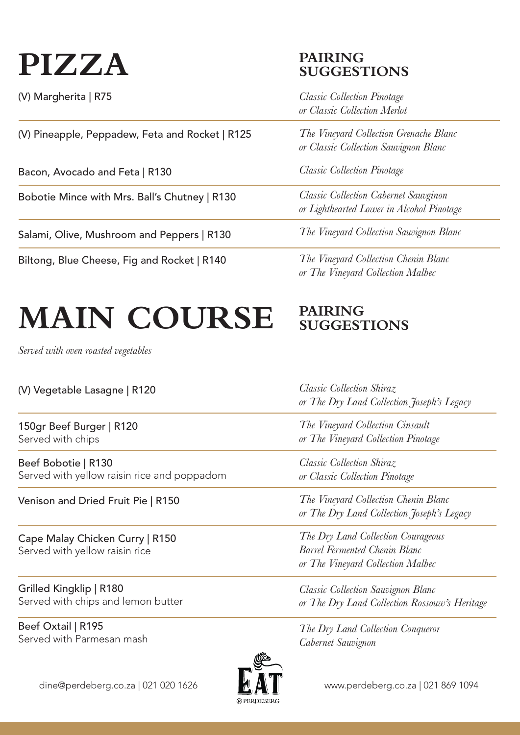# PIZZA

| Item | PAIRING SUGGESTIONS |
| --- | --- |
| (V) Margherita \| R75 | *Classic Collection Pinotage or Classic Collection Merlot* |
| (V) Pineapple, Peppadew, Feta and Rocket \| R125 | *The Vineyard Collection Grenache Blanc or Classic Collection Sauvignon Blanc* |
| Bacon, Avocado and Feta \| R130 | *Classic Collection Pinotage* |
| Bobotie Mince with Mrs. Ball's Chutney \| R130 | *Classic Collection Cabernet Sauvginon or Lighthearted Lower in Alcohol Pinotage* |
| Salami, Olive, Mushroom and Peppers \| R130 | *The Vineyard Collection Sauvignon Blanc* |
| Biltong, Blue Cheese, Fig and Rocket \| R140 | *The Vineyard Collection Chenin Blanc or The Vineyard Collection Malbec* |

# MAIN COURSE

*Served with oven roasted vegetables*

| Item | PAIRING SUGGESTIONS |
| --- | --- |
| (V) Vegetable Lasagne \| R120 | *Classic Collection Shiraz or The Dry Land Collection Joseph's Legacy* |
| 150gr Beef Burger \| R120<br>Served with chips | *The Vineyard Collection Cinsault or The Vineyard Collection Pinotage* |
| Beef Bobotie \| R130<br>Served with yellow raisin rice and poppadom | *Classic Collection Shiraz or Classic Collection Pinotage* |
| Venison and Dried Fruit Pie \| R150 | *The Vineyard Collection Chenin Blanc or The Dry Land Collection Joseph's Legacy* |
| Cape Malay Chicken Curry \| R150<br>Served with yellow raisin rice | *The Dry Land Collection Courageous Barrel Fermented Chenin Blanc or The Vineyard Collection Malbec* |
| Grilled Kingklip \| R180<br>Served with chips and lemon butter | *Classic Collection Sauvignon Blanc or The Dry Land Collection Rossouw's Heritage* |
| Beef Oxtail \| R195<br>Served with Parmesan mash | *The Dry Land Collection Conqueror Cabernet Sauvignon* |

dine@perdeberg.co.za | 021 020 1626

EAT @PERDEBERG

www.perdeberg.co.za | 021 869 1094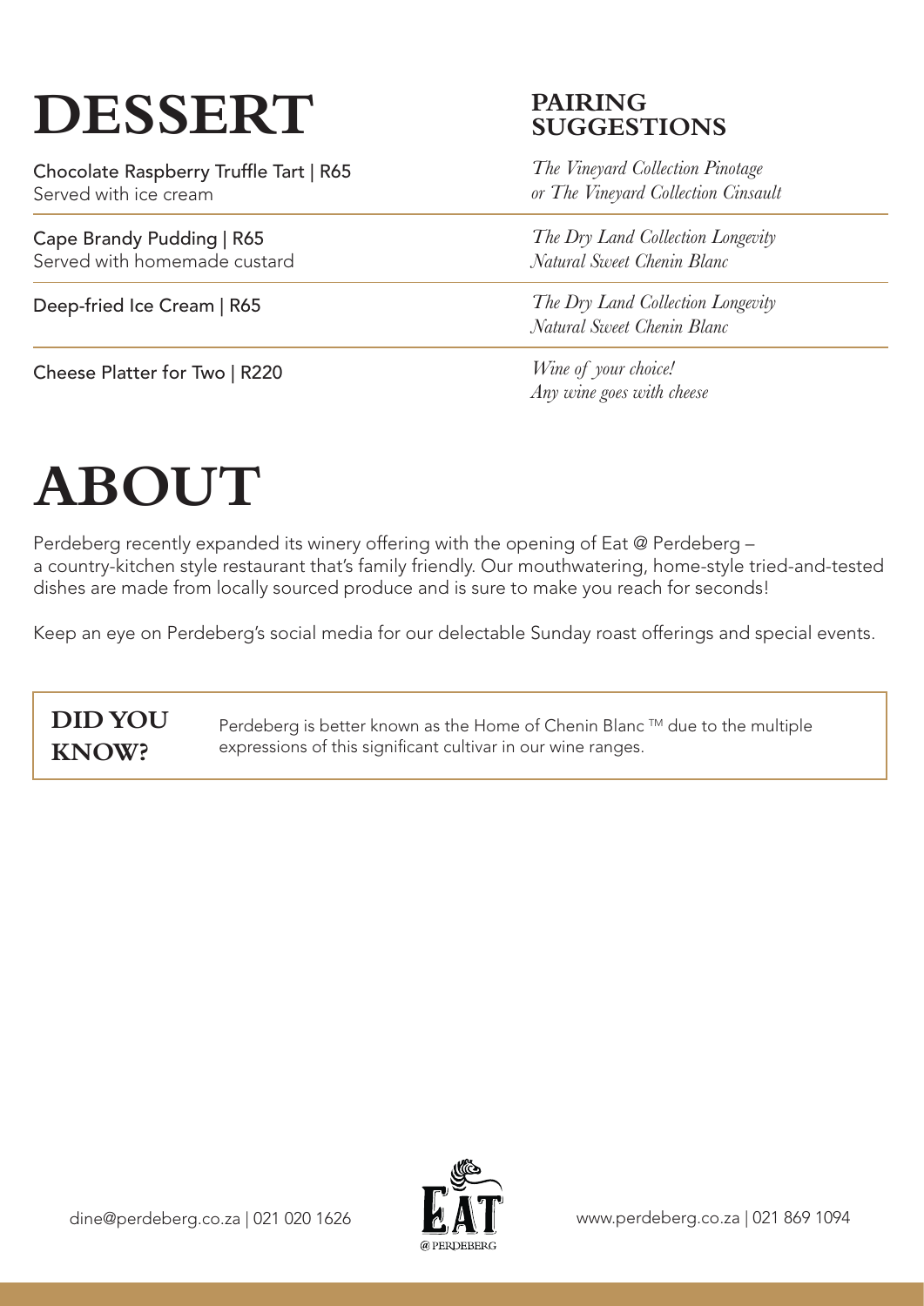# DESSERT

## PAIRING SUGGESTIONS

| Dessert | Pairing Suggestions |
| --- | --- |
| Chocolate Raspberry Truffle Tart \| R65<br>Served with ice cream | *The Vineyard Collection Pinotage or The Vineyard Collection Cinsault* |
| Cape Brandy Pudding \| R65<br>Served with homemade custard | *The Dry Land Collection Longevity Natural Sweet Chenin Blanc* |
| Deep-fried Ice Cream \| R65 | *The Dry Land Collection Longevity Natural Sweet Chenin Blanc* |
| Cheese Platter for Two \| R220 | *Wine of your choice! Any wine goes with cheese* |

# ABOUT

Perdeberg recently expanded its winery offering with the opening of Eat @ Perdeberg – a country-kitchen style restaurant that's family friendly. Our mouthwatering, home-style tried-and-tested dishes are made from locally sourced produce and is sure to make you reach for seconds!

Keep an eye on Perdeberg's social media for our delectable Sunday roast offerings and special events.

**DID YOU KNOW?**

Perdeberg is better known as the Home of Chenin Blanc ™ due to the multiple expressions of this significant cultivar in our wine ranges.

dine@perdeberg.co.za | 021 020 1626

EAT @ PERDEBERG

www.perdeberg.co.za | 021 869 1094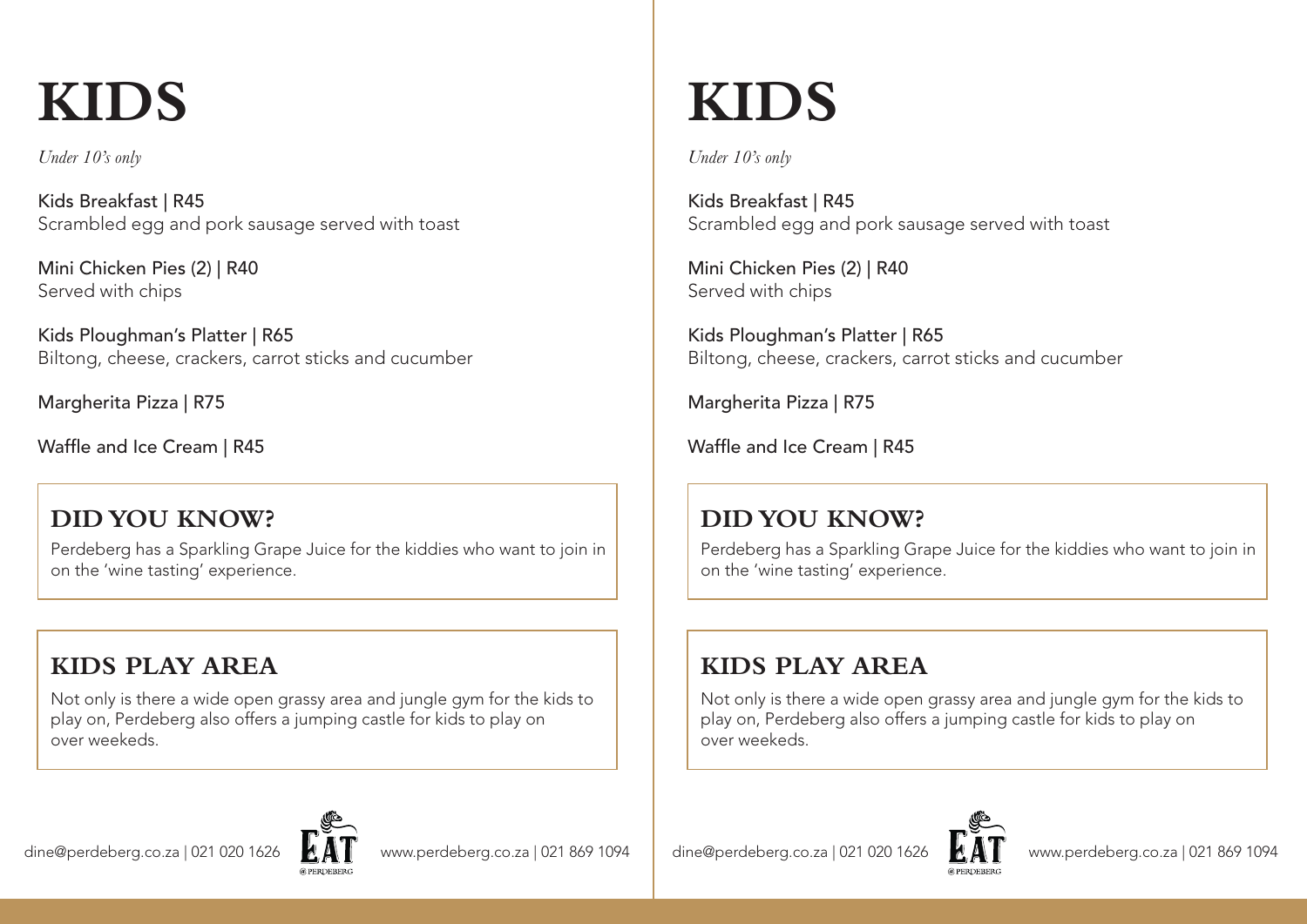# KIDS

*Under 10's only*

Kids Breakfast | R45
Scrambled egg and pork sausage served with toast

Mini Chicken Pies (2) | R40
Served with chips

Kids Ploughman's Platter | R65
Biltong, cheese, crackers, carrot sticks and cucumber

Margherita Pizza | R75

Waffle and Ice Cream | R45

## DID YOU KNOW?

Perdeberg has a Sparkling Grape Juice for the kiddies who want to join in on the 'wine tasting' experience.

## KIDS PLAY AREA

Not only is there a wide open grassy area and jungle gym for the kids to play on, Perdeberg also offers a jumping castle for kids to play on over weekeds.

# KIDS

*Under 10's only*

Kids Breakfast | R45
Scrambled egg and pork sausage served with toast

Mini Chicken Pies (2) | R40
Served with chips

Kids Ploughman's Platter | R65
Biltong, cheese, crackers, carrot sticks and cucumber

Margherita Pizza | R75

Waffle and Ice Cream | R45

## DID YOU KNOW?

Perdeberg has a Sparkling Grape Juice for the kiddies who want to join in on the 'wine tasting' experience.

## KIDS PLAY AREA

Not only is there a wide open grassy area and jungle gym for the kids to play on, Perdeberg also offers a jumping castle for kids to play on over weekeds.